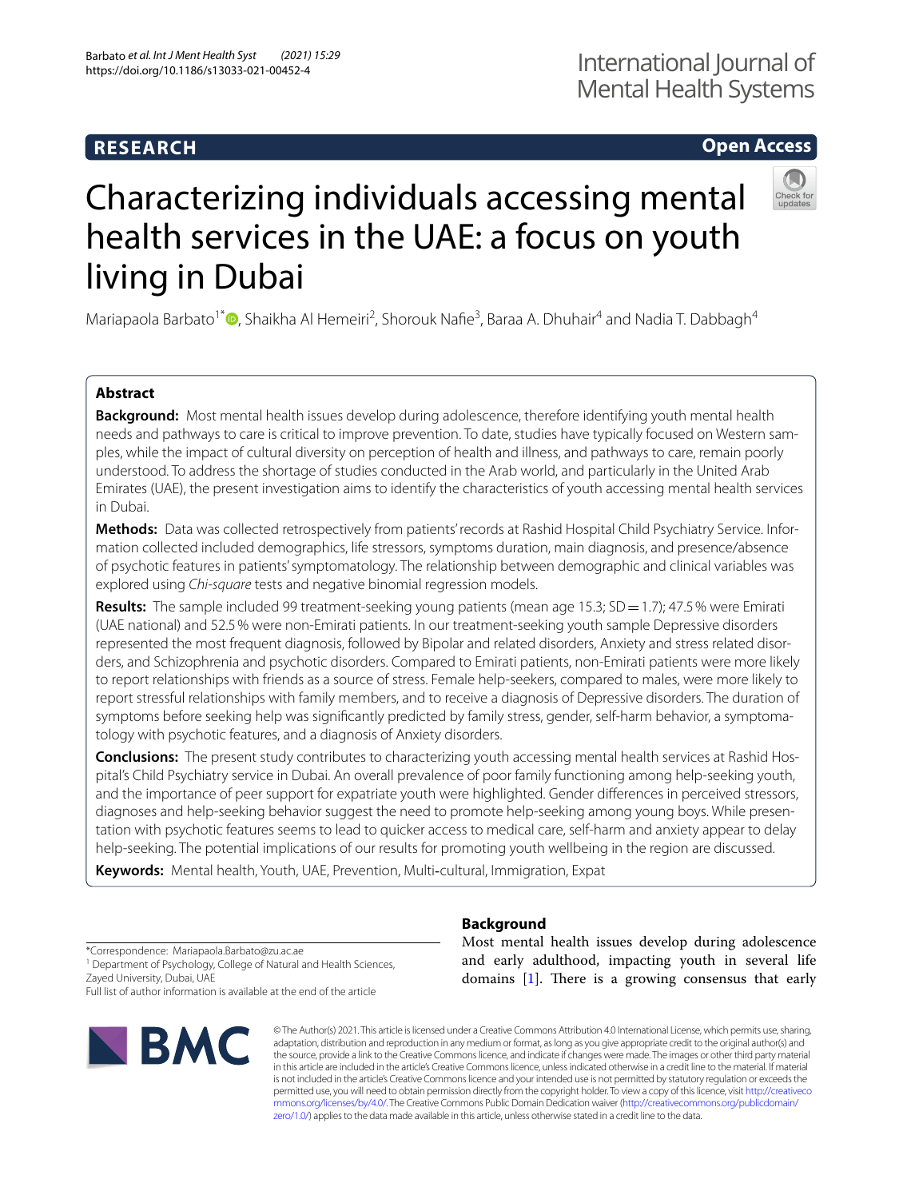**RESEARCH** **Open Access**

# Characterizing individuals accessing mental health services in the UAE: a focus on youth living in Dubai

Mariapaola Barbato[1*], Shaikha Al Hemeiri[2], Shorouk Nafie[3], Baraa A. Dhuhair[4] and Nadia T. Dabbagh[4]

## Abstract

**Background:** Most mental health issues develop during adolescence, therefore identifying youth mental health needs and pathways to care is critical to improve prevention. To date, studies have typically focused on Western samples, while the impact of cultural diversity on perception of health and illness, and pathways to care, remain poorly understood. To address the shortage of studies conducted in the Arab world, and particularly in the United Arab Emirates (UAE), the present investigation aims to identify the characteristics of youth accessing mental health services in Dubai.

**Methods:** Data was collected retrospectively from patients' records at Rashid Hospital Child Psychiatry Service. Information collected included demographics, life stressors, symptoms duration, main diagnosis, and presence/absence of psychotic features in patients' symptomatology. The relationship between demographic and clinical variables was explored using *Chi-square* tests and negative binomial regression models.

**Results:** The sample included 99 treatment-seeking young patients (mean age 15.3; SD = 1.7); 47.5 % were Emirati (UAE national) and 52.5 % were non-Emirati patients. In our treatment-seeking youth sample Depressive disorders represented the most frequent diagnosis, followed by Bipolar and related disorders, Anxiety and stress related disorders, and Schizophrenia and psychotic disorders. Compared to Emirati patients, non-Emirati patients were more likely to report relationships with friends as a source of stress. Female help-seekers, compared to males, were more likely to report stressful relationships with family members, and to receive a diagnosis of Depressive disorders. The duration of symptoms before seeking help was significantly predicted by family stress, gender, self-harm behavior, a symptomatology with psychotic features, and a diagnosis of Anxiety disorders.

**Conclusions:** The present study contributes to characterizing youth accessing mental health services at Rashid Hospital's Child Psychiatry service in Dubai. An overall prevalence of poor family functioning among help-seeking youth, and the importance of peer support for expatriate youth were highlighted. Gender differences in perceived stressors, diagnoses and help-seeking behavior suggest the need to promote help-seeking among young boys. While presentation with psychotic features seems to lead to quicker access to medical care, self-harm and anxiety appear to delay help-seeking. The potential implications of our results for promoting youth wellbeing in the region are discussed.

**Keywords:** Mental health, Youth, UAE, Prevention, Multi-cultural, Immigration, Expat

## Background

Most mental health issues develop during adolescence and early adulthood, impacting youth in several life domains [1]. There is a growing consensus that early

*Correspondence: Mariapaola.Barbato@zu.ac.ae
[1] Department of Psychology, College of Natural and Health Sciences, Zayed University, Dubai, UAE
Full list of author information is available at the end of the article

© The Author(s) 2021. This article is licensed under a Creative Commons Attribution 4.0 International License, which permits use, sharing, adaptation, distribution and reproduction in any medium or format, as long as you give appropriate credit to the original author(s) and the source, provide a link to the Creative Commons licence, and indicate if changes were made. The images or other third party material in this article are included in the article's Creative Commons licence, unless indicated otherwise in a credit line to the material. If material is not included in the article's Creative Commons licence and your intended use is not permitted by statutory regulation or exceeds the permitted use, you will need to obtain permission directly from the copyright holder. To view a copy of this licence, visit http://creativecommons.org/licenses/by/4.0/. The Creative Commons Public Domain Dedication waiver (http://creativecommons.org/publicdomain/zero/1.0/) applies to the data made available in this article, unless otherwise stated in a credit line to the data.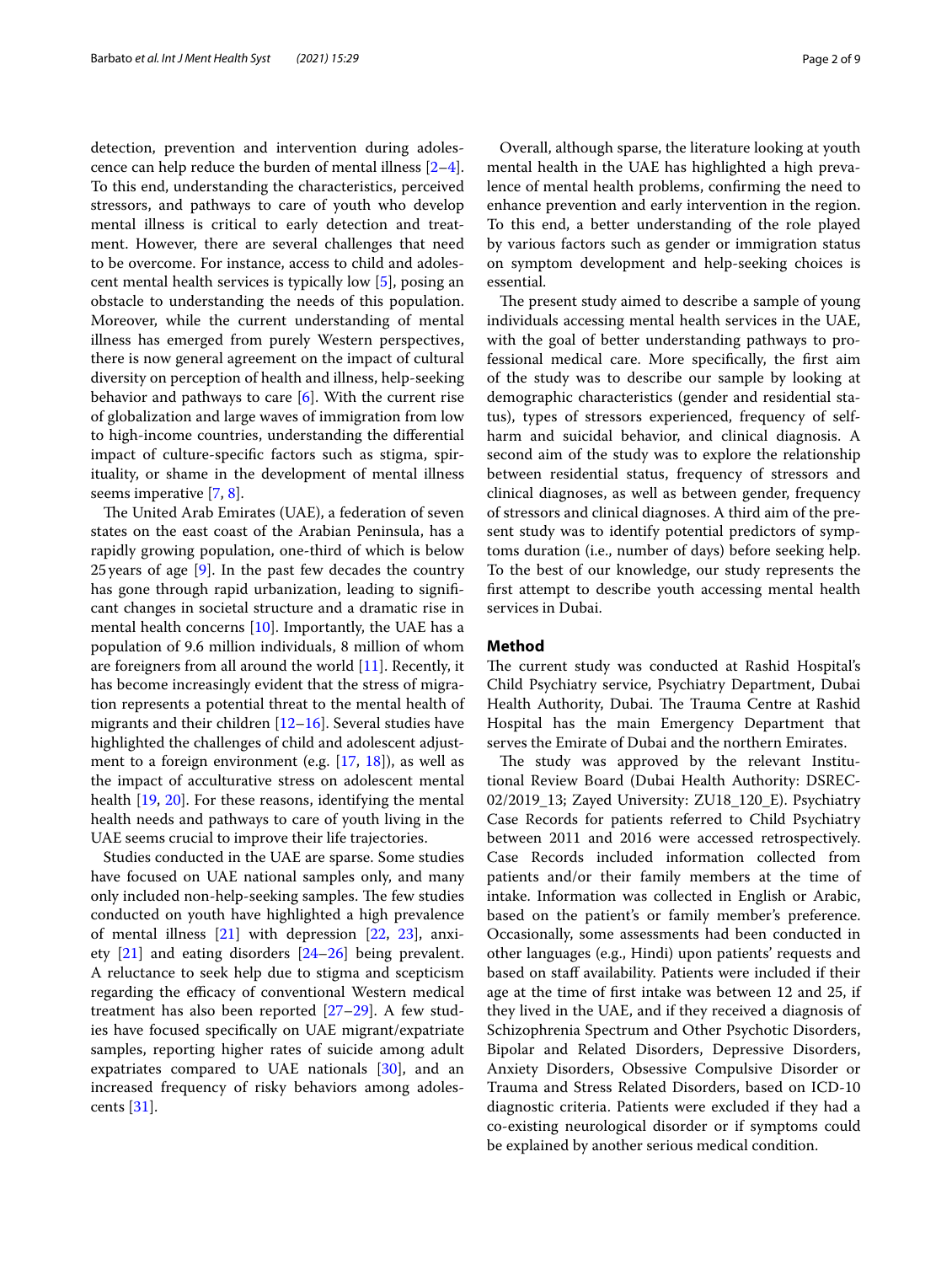detection, prevention and intervention during adolescence can help reduce the burden of mental illness [2–4]. To this end, understanding the characteristics, perceived stressors, and pathways to care of youth who develop mental illness is critical to early detection and treatment. However, there are several challenges that need to be overcome. For instance, access to child and adolescent mental health services is typically low [5], posing an obstacle to understanding the needs of this population. Moreover, while the current understanding of mental illness has emerged from purely Western perspectives, there is now general agreement on the impact of cultural diversity on perception of health and illness, help-seeking behavior and pathways to care [6]. With the current rise of globalization and large waves of immigration from low to high-income countries, understanding the differential impact of culture-specific factors such as stigma, spirituality, or shame in the development of mental illness seems imperative [7, 8].

The United Arab Emirates (UAE), a federation of seven states on the east coast of the Arabian Peninsula, has a rapidly growing population, one-third of which is below 25 years of age [9]. In the past few decades the country has gone through rapid urbanization, leading to significant changes in societal structure and a dramatic rise in mental health concerns [10]. Importantly, the UAE has a population of 9.6 million individuals, 8 million of whom are foreigners from all around the world [11]. Recently, it has become increasingly evident that the stress of migration represents a potential threat to the mental health of migrants and their children [12–16]. Several studies have highlighted the challenges of child and adolescent adjustment to a foreign environment (e.g. [17, 18]), as well as the impact of acculturative stress on adolescent mental health [19, 20]. For these reasons, identifying the mental health needs and pathways to care of youth living in the UAE seems crucial to improve their life trajectories.

Studies conducted in the UAE are sparse. Some studies have focused on UAE national samples only, and many only included non-help-seeking samples. The few studies conducted on youth have highlighted a high prevalence of mental illness [21] with depression [22, 23], anxiety [21] and eating disorders [24–26] being prevalent. A reluctance to seek help due to stigma and scepticism regarding the efficacy of conventional Western medical treatment has also been reported [27–29]. A few studies have focused specifically on UAE migrant/expatriate samples, reporting higher rates of suicide among adult expatriates compared to UAE nationals [30], and an increased frequency of risky behaviors among adolescents [31].

Overall, although sparse, the literature looking at youth mental health in the UAE has highlighted a high prevalence of mental health problems, confirming the need to enhance prevention and early intervention in the region. To this end, a better understanding of the role played by various factors such as gender or immigration status on symptom development and help-seeking choices is essential.

The present study aimed to describe a sample of young individuals accessing mental health services in the UAE, with the goal of better understanding pathways to professional medical care. More specifically, the first aim of the study was to describe our sample by looking at demographic characteristics (gender and residential status), types of stressors experienced, frequency of self-harm and suicidal behavior, and clinical diagnosis. A second aim of the study was to explore the relationship between residential status, frequency of stressors and clinical diagnoses, as well as between gender, frequency of stressors and clinical diagnoses. A third aim of the present study was to identify potential predictors of symptoms duration (i.e., number of days) before seeking help. To the best of our knowledge, our study represents the first attempt to describe youth accessing mental health services in Dubai.

## Method

The current study was conducted at Rashid Hospital's Child Psychiatry service, Psychiatry Department, Dubai Health Authority, Dubai. The Trauma Centre at Rashid Hospital has the main Emergency Department that serves the Emirate of Dubai and the northern Emirates.

The study was approved by the relevant Institutional Review Board (Dubai Health Authority: DSREC-02/2019_13; Zayed University: ZU18_120_E). Psychiatry Case Records for patients referred to Child Psychiatry between 2011 and 2016 were accessed retrospectively. Case Records included information collected from patients and/or their family members at the time of intake. Information was collected in English or Arabic, based on the patient's or family member's preference. Occasionally, some assessments had been conducted in other languages (e.g., Hindi) upon patients' requests and based on staff availability. Patients were included if their age at the time of first intake was between 12 and 25, if they lived in the UAE, and if they received a diagnosis of Schizophrenia Spectrum and Other Psychotic Disorders, Bipolar and Related Disorders, Depressive Disorders, Anxiety Disorders, Obsessive Compulsive Disorder or Trauma and Stress Related Disorders, based on ICD-10 diagnostic criteria. Patients were excluded if they had a co-existing neurological disorder or if symptoms could be explained by another serious medical condition.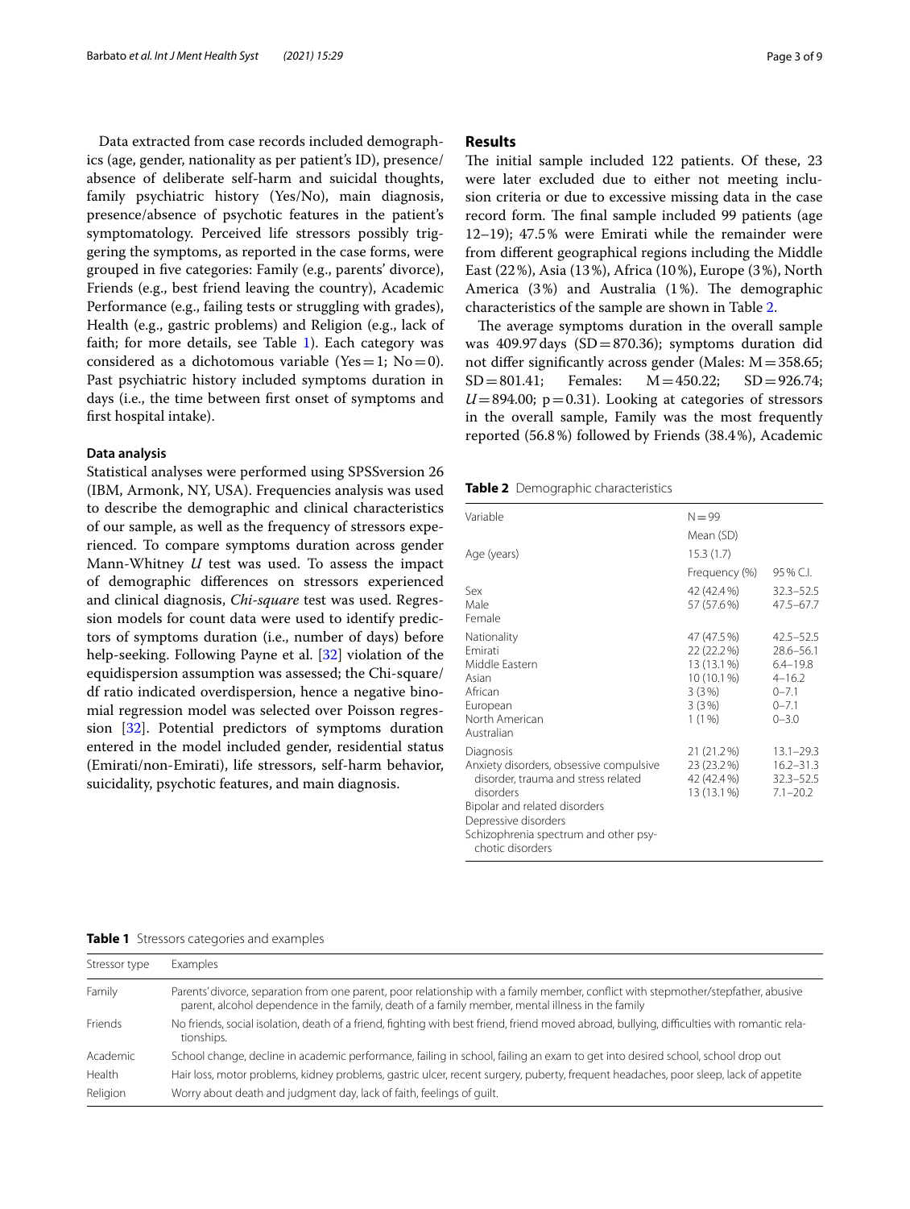Data extracted from case records included demographics (age, gender, nationality as per patient's ID), presence/absence of deliberate self-harm and suicidal thoughts, family psychiatric history (Yes/No), main diagnosis, presence/absence of psychotic features in the patient's symptomatology. Perceived life stressors possibly triggering the symptoms, as reported in the case forms, were grouped in five categories: Family (e.g., parents' divorce), Friends (e.g., best friend leaving the country), Academic Performance (e.g., failing tests or struggling with grades), Health (e.g., gastric problems) and Religion (e.g., lack of faith; for more details, see Table 1). Each category was considered as a dichotomous variable (Yes = 1; No = 0). Past psychiatric history included symptoms duration in days (i.e., the time between first onset of symptoms and first hospital intake).

### Data analysis

Statistical analyses were performed using SPSSversion 26 (IBM, Armonk, NY, USA). Frequencies analysis was used to describe the demographic and clinical characteristics of our sample, as well as the frequency of stressors experienced. To compare symptoms duration across gender Mann-Whitney *U* test was used. To assess the impact of demographic differences on stressors experienced and clinical diagnosis, *Chi-square* test was used. Regression models for count data were used to identify predictors of symptoms duration (i.e., number of days) before help-seeking. Following Payne et al. [32] violation of the equidispersion assumption was assessed; the Chi-square/df ratio indicated overdispersion, hence a negative binomial regression model was selected over Poisson regression [32]. Potential predictors of symptoms duration entered in the model included gender, residential status (Emirati/non-Emirati), life stressors, self-harm behavior, suicidality, psychotic features, and main diagnosis.

## Results

The initial sample included 122 patients. Of these, 23 were later excluded due to either not meeting inclusion criteria or due to excessive missing data in the case record form. The final sample included 99 patients (age 12–19); 47.5% were Emirati while the remainder were from different geographical regions including the Middle East (22%), Asia (13%), Africa (10%), Europe (3%), North America (3%) and Australia (1%). The demographic characteristics of the sample are shown in Table 2.

The average symptoms duration in the overall sample was 409.97 days (SD = 870.36); symptoms duration did not differ significantly across gender (Males: M = 358.65; SD = 801.41; Females: M = 450.22; SD = 926.74; $U = 894.00$; $p = 0.31$). Looking at categories of stressors in the overall sample, Family was the most frequently reported (56.8%) followed by Friends (38.4%), Academic

**Table 2** Demographic characteristics

| Variable | N = 99 | |
|---|---|---|
| | Mean (SD) | |
| Age (years) | 15.3 (1.7) | |
| | Frequency (%) | 95% C.I. |
| Sex | | |
| Male | 42 (42.4%) | 32.3–52.5 |
| Female | 57 (57.6%) | 47.5–67.7 |
| Nationality | | |
| Emirati | 47 (47.5%) | 42.5–52.5 |
| Middle Eastern | 22 (22.2%) | 28.6–56.1 |
| Asian | 13 (13.1%) | 6.4–19.8 |
| African | 10 (10.1%) | 4–16.2 |
| European | 3 (3%) | 0–7.1 |
| North American | 3 (3%) | 0–7.1 |
| Australian | 1 (1%) | 0–3.0 |
| Diagnosis | | |
| Anxiety disorders, obsessive compulsive disorder, trauma and stress related disorders | 21 (21.2%) | 13.1–29.3 |
| Bipolar and related disorders | 23 (23.2%) | 16.2–31.3 |
| Depressive disorders | 42 (42.4%) | 32.3–52.5 |
| Schizophrenia spectrum and other psychotic disorders | 13 (13.1%) | 7.1–20.2 |

**Table 1** Stressors categories and examples

| Stressor type | Examples |
|---|---|
| Family | Parents' divorce, separation from one parent, poor relationship with a family member, conflict with stepmother/stepfather, abusive parent, alcohol dependence in the family, death of a family member, mental illness in the family |
| Friends | No friends, social isolation, death of a friend, fighting with best friend, friend moved abroad, bullying, difficulties with romantic relationships. |
| Academic | School change, decline in academic performance, failing in school, failing an exam to get into desired school, school drop out |
| Health | Hair loss, motor problems, kidney problems, gastric ulcer, recent surgery, puberty, frequent headaches, poor sleep, lack of appetite |
| Religion | Worry about death and judgment day, lack of faith, feelings of guilt. |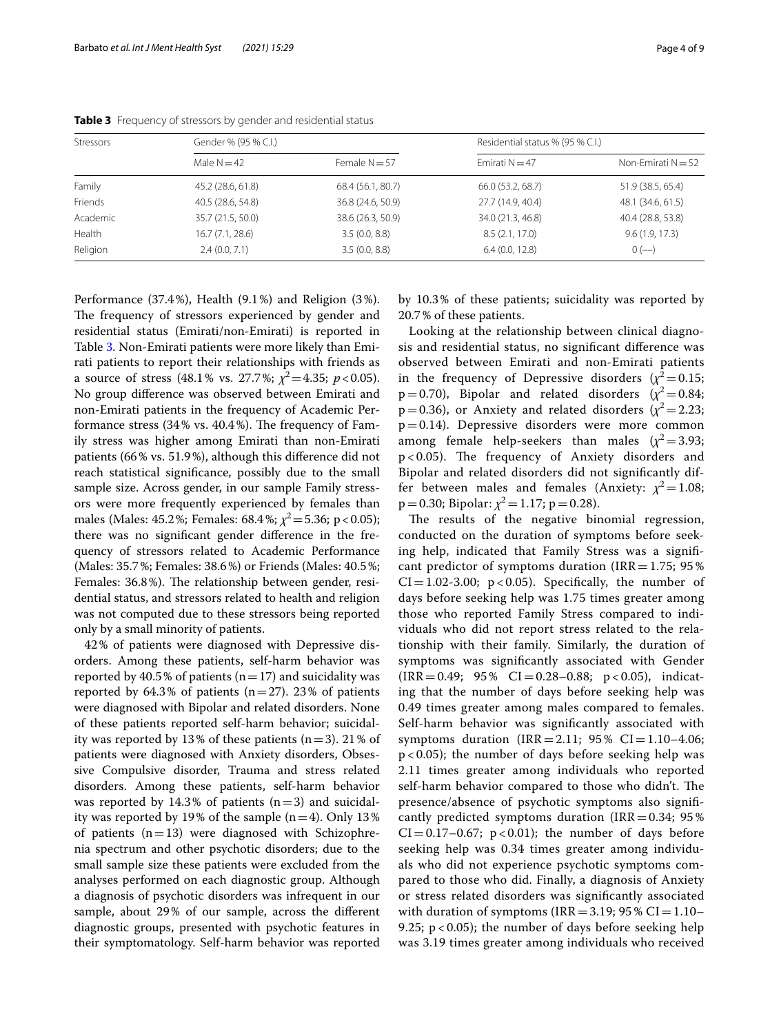**Table 3** Frequency of stressors by gender and residential status

| Stressors | Gender % (95 % C.I.) | | Residential status % (95 % C.I.) | |
|---|---|---|---|---|
| | Male N = 42 | Female N = 57 | Emirati N = 47 | Non-Emirati N = 52 |
| Family | 45.2 (28.6, 61.8) | 68.4 (56.1, 80.7) | 66.0 (53.2, 68.7) | 51.9 (38.5, 65.4) |
| Friends | 40.5 (28.6, 54.8) | 36.8 (24.6, 50.9) | 27.7 (14.9, 40.4) | 48.1 (34.6, 61.5) |
| Academic | 35.7 (21.5, 50.0) | 38.6 (26.3, 50.9) | 34.0 (21.3, 46.8) | 40.4 (28.8, 53.8) |
| Health | 16.7 (7.1, 28.6) | 3.5 (0.0, 8.8) | 8.5 (2.1, 17.0) | 9.6 (1.9, 17.3) |
| Religion | 2.4 (0.0, 7.1) | 3.5 (0.0, 8.8) | 6.4 (0.0, 12.8) | 0 (—) |

Performance (37.4%), Health (9.1%) and Religion (3%). The frequency of stressors experienced by gender and residential status (Emirati/non-Emirati) is reported in Table 3. Non-Emirati patients were more likely than Emirati patients to report their relationships with friends as a source of stress (48.1% vs. 27.7%; $\chi^2 = 4.35$; $p < 0.05$). No group difference was observed between Emirati and non-Emirati patients in the frequency of Academic Performance stress (34% vs. 40.4%). The frequency of Family stress was higher among Emirati than non-Emirati patients (66% vs. 51.9%), although this difference did not reach statistical significance, possibly due to the small sample size. Across gender, in our sample Family stressors were more frequently experienced by females than males (Males: 45.2%; Females: 68.4%; $\chi^2 = 5.36$; $p < 0.05$); there was no significant gender difference in the frequency of stressors related to Academic Performance (Males: 35.7%; Females: 38.6%) or Friends (Males: 40.5%; Females: 36.8%). The relationship between gender, residential status, and stressors related to health and religion was not computed due to these stressors being reported only by a small minority of patients.

42% of patients were diagnosed with Depressive disorders. Among these patients, self-harm behavior was reported by 40.5% of patients (n = 17) and suicidality was reported by 64.3% of patients (n = 27). 23% of patients were diagnosed with Bipolar and related disorders. None of these patients reported self-harm behavior; suicidality was reported by 13% of these patients (n = 3). 21% of patients were diagnosed with Anxiety disorders, Obsessive Compulsive disorder, Trauma and stress related disorders. Among these patients, self-harm behavior was reported by 14.3% of patients (n = 3) and suicidality was reported by 19% of the sample (n = 4). Only 13% of patients (n = 13) were diagnosed with Schizophrenia spectrum and other psychotic disorders; due to the small sample size these patients were excluded from the analyses performed on each diagnostic group. Although a diagnosis of psychotic disorders was infrequent in our sample, about 29% of our sample, across the different diagnostic groups, presented with psychotic features in their symptomatology. Self-harm behavior was reported by 10.3% of these patients; suicidality was reported by 20.7% of these patients.

Looking at the relationship between clinical diagnosis and residential status, no significant difference was observed between Emirati and non-Emirati patients in the frequency of Depressive disorders ($\chi^2 = 0.15$; $p = 0.70$), Bipolar and related disorders ($\chi^2 = 0.84$; $p = 0.36$), or Anxiety and related disorders ($\chi^2 = 2.23$; $p = 0.14$). Depressive disorders were more common among female help-seekers than males ($\chi^2 = 3.93$; $p < 0.05$). The frequency of Anxiety disorders and Bipolar and related disorders did not significantly differ between males and females (Anxiety: $\chi^2 = 1.08$; $p = 0.30$; Bipolar: $\chi^2 = 1.17$; $p = 0.28$).

The results of the negative binomial regression, conducted on the duration of symptoms before seeking help, indicated that Family Stress was a significant predictor of symptoms duration (IRR = 1.75; 95% CI = 1.02-3.00; $p < 0.05$). Specifically, the number of days before seeking help was 1.75 times greater among those who reported Family Stress compared to individuals who did not report stress related to the relationship with their family. Similarly, the duration of symptoms was significantly associated with Gender (IRR = 0.49; 95% CI = 0.28–0.88; $p < 0.05$), indicating that the number of days before seeking help was 0.49 times greater among males compared to females. Self-harm behavior was significantly associated with symptoms duration (IRR = 2.11; 95% CI = 1.10–4.06; $p < 0.05$); the number of days before seeking help was 2.11 times greater among individuals who reported self-harm behavior compared to those who didn't. The presence/absence of psychotic symptoms also significantly predicted symptoms duration (IRR = 0.34; 95% CI = 0.17–0.67; $p < 0.01$); the number of days before seeking help was 0.34 times greater among individuals who did not experience psychotic symptoms compared to those who did. Finally, a diagnosis of Anxiety or stress related disorders was significantly associated with duration of symptoms (IRR = 3.19; 95% CI = 1.10–9.25; $p < 0.05$); the number of days before seeking help was 3.19 times greater among individuals who received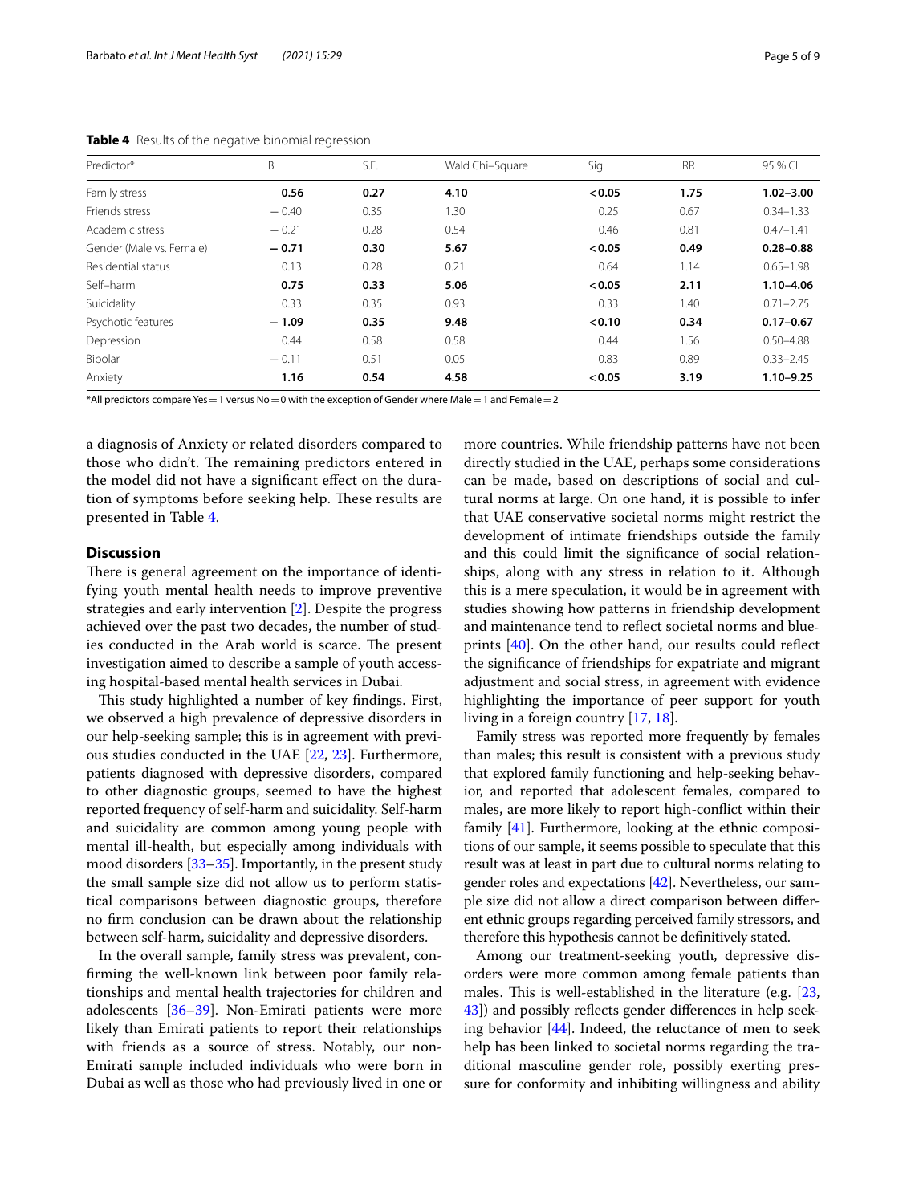**Table 4** Results of the negative binomial regression

| Predictor* | B | S.E. | Wald Chi–Square | Sig. | IRR | 95 % CI |
|---|---|---|---|---|---|---|
| Family stress | **0.56** | **0.27** | **4.10** | **< 0.05** | **1.75** | **1.02–3.00** |
| Friends stress | − 0.40 | 0.35 | 1.30 | 0.25 | 0.67 | 0.34–1.33 |
| Academic stress | − 0.21 | 0.28 | 0.54 | 0.46 | 0.81 | 0.47–1.41 |
| Gender (Male vs. Female) | **− 0.71** | **0.30** | **5.67** | **< 0.05** | **0.49** | **0.28–0.88** |
| Residential status | 0.13 | 0.28 | 0.21 | 0.64 | 1.14 | 0.65–1.98 |
| Self–harm | **0.75** | **0.33** | **5.06** | **< 0.05** | **2.11** | **1.10–4.06** |
| Suicidality | 0.33 | 0.35 | 0.93 | 0.33 | 1.40 | 0.71–2.75 |
| Psychotic features | **− 1.09** | **0.35** | **9.48** | **< 0.10** | **0.34** | **0.17–0.67** |
| Depression | 0.44 | 0.58 | 0.58 | 0.44 | 1.56 | 0.50–4.88 |
| Bipolar | − 0.11 | 0.51 | 0.05 | 0.83 | 0.89 | 0.33–2.45 |
| Anxiety | **1.16** | **0.54** | **4.58** | **< 0.05** | **3.19** | **1.10–9.25** |

*All predictors compare Yes = 1 versus No = 0 with the exception of Gender where Male = 1 and Female = 2

a diagnosis of Anxiety or related disorders compared to those who didn't. The remaining predictors entered in the model did not have a significant effect on the duration of symptoms before seeking help. These results are presented in Table 4.

## Discussion

There is general agreement on the importance of identifying youth mental health needs to improve preventive strategies and early intervention [2]. Despite the progress achieved over the past two decades, the number of studies conducted in the Arab world is scarce. The present investigation aimed to describe a sample of youth accessing hospital-based mental health services in Dubai.

This study highlighted a number of key findings. First, we observed a high prevalence of depressive disorders in our help-seeking sample; this is in agreement with previous studies conducted in the UAE [22, 23]. Furthermore, patients diagnosed with depressive disorders, compared to other diagnostic groups, seemed to have the highest reported frequency of self-harm and suicidality. Self-harm and suicidality are common among young people with mental ill-health, but especially among individuals with mood disorders [33–35]. Importantly, in the present study the small sample size did not allow us to perform statistical comparisons between diagnostic groups, therefore no firm conclusion can be drawn about the relationship between self-harm, suicidality and depressive disorders.

In the overall sample, family stress was prevalent, confirming the well-known link between poor family relationships and mental health trajectories for children and adolescents [36–39]. Non-Emirati patients were more likely than Emirati patients to report their relationships with friends as a source of stress. Notably, our non-Emirati sample included individuals who were born in Dubai as well as those who had previously lived in one or more countries. While friendship patterns have not been directly studied in the UAE, perhaps some considerations can be made, based on descriptions of social and cultural norms at large. On one hand, it is possible to infer that UAE conservative societal norms might restrict the development of intimate friendships outside the family and this could limit the significance of social relationships, along with any stress in relation to it. Although this is a mere speculation, it would be in agreement with studies showing how patterns in friendship development and maintenance tend to reflect societal norms and blueprints [40]. On the other hand, our results could reflect the significance of friendships for expatriate and migrant adjustment and social stress, in agreement with evidence highlighting the importance of peer support for youth living in a foreign country [17, 18].

Family stress was reported more frequently by females than males; this result is consistent with a previous study that explored family functioning and help-seeking behavior, and reported that adolescent females, compared to males, are more likely to report high-conflict within their family [41]. Furthermore, looking at the ethnic compositions of our sample, it seems possible to speculate that this result was at least in part due to cultural norms relating to gender roles and expectations [42]. Nevertheless, our sample size did not allow a direct comparison between different ethnic groups regarding perceived family stressors, and therefore this hypothesis cannot be definitively stated.

Among our treatment-seeking youth, depressive disorders were more common among female patients than males. This is well-established in the literature (e.g. [23, 43]) and possibly reflects gender differences in help seeking behavior [44]. Indeed, the reluctance of men to seek help has been linked to societal norms regarding the traditional masculine gender role, possibly exerting pressure for conformity and inhibiting willingness and ability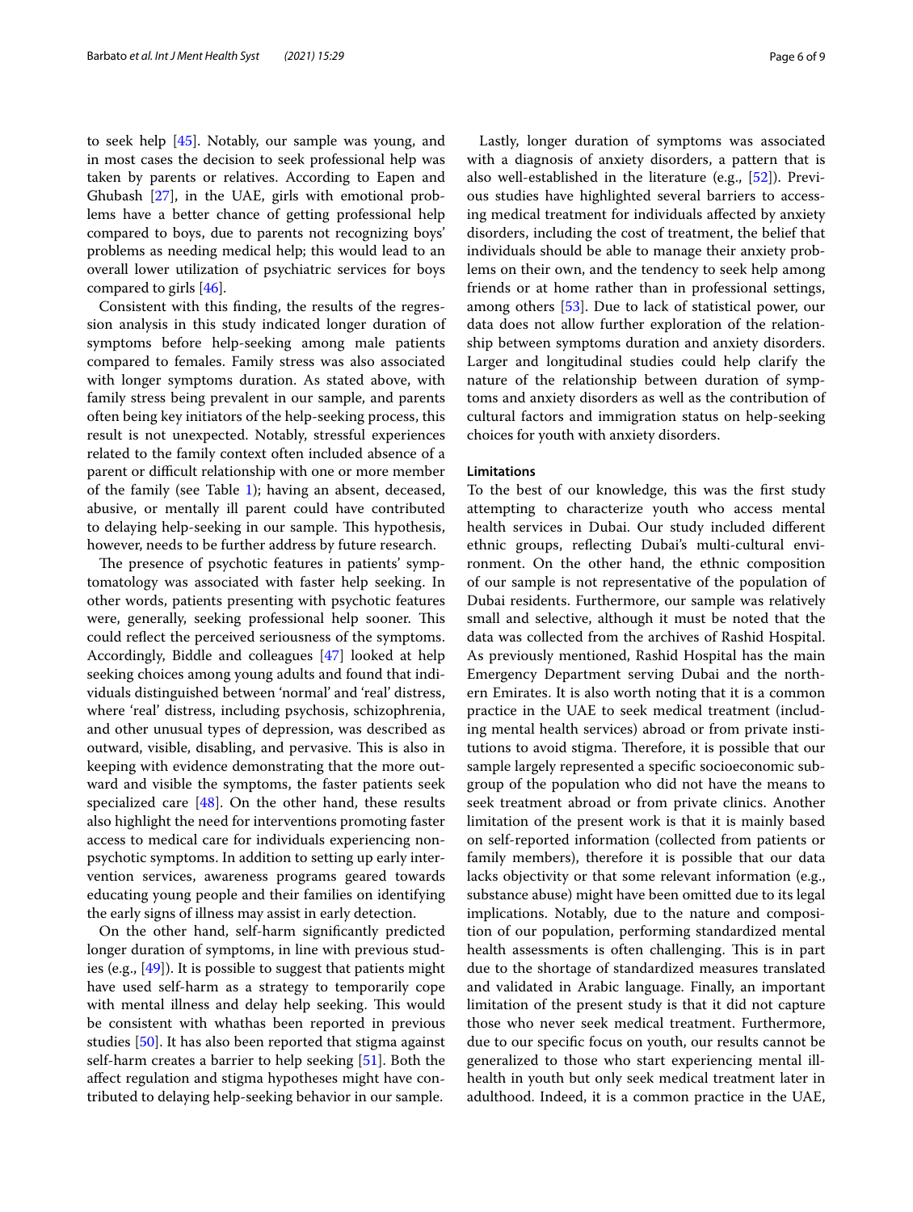to seek help [45]. Notably, our sample was young, and in most cases the decision to seek professional help was taken by parents or relatives. According to Eapen and Ghubash [27], in the UAE, girls with emotional problems have a better chance of getting professional help compared to boys, due to parents not recognizing boys' problems as needing medical help; this would lead to an overall lower utilization of psychiatric services for boys compared to girls [46].

Consistent with this finding, the results of the regression analysis in this study indicated longer duration of symptoms before help-seeking among male patients compared to females. Family stress was also associated with longer symptoms duration. As stated above, with family stress being prevalent in our sample, and parents often being key initiators of the help-seeking process, this result is not unexpected. Notably, stressful experiences related to the family context often included absence of a parent or difficult relationship with one or more member of the family (see Table 1); having an absent, deceased, abusive, or mentally ill parent could have contributed to delaying help-seeking in our sample. This hypothesis, however, needs to be further address by future research.

The presence of psychotic features in patients' symptomatology was associated with faster help seeking. In other words, patients presenting with psychotic features were, generally, seeking professional help sooner. This could reflect the perceived seriousness of the symptoms. Accordingly, Biddle and colleagues [47] looked at help seeking choices among young adults and found that individuals distinguished between 'normal' and 'real' distress, where 'real' distress, including psychosis, schizophrenia, and other unusual types of depression, was described as outward, visible, disabling, and pervasive. This is also in keeping with evidence demonstrating that the more outward and visible the symptoms, the faster patients seek specialized care [48]. On the other hand, these results also highlight the need for interventions promoting faster access to medical care for individuals experiencing non-psychotic symptoms. In addition to setting up early intervention services, awareness programs geared towards educating young people and their families on identifying the early signs of illness may assist in early detection.

On the other hand, self-harm significantly predicted longer duration of symptoms, in line with previous studies (e.g., [49]). It is possible to suggest that patients might have used self-harm as a strategy to temporarily cope with mental illness and delay help seeking. This would be consistent with whathas been reported in previous studies [50]. It has also been reported that stigma against self-harm creates a barrier to help seeking [51]. Both the affect regulation and stigma hypotheses might have contributed to delaying help-seeking behavior in our sample.

Lastly, longer duration of symptoms was associated with a diagnosis of anxiety disorders, a pattern that is also well-established in the literature (e.g., [52]). Previous studies have highlighted several barriers to accessing medical treatment for individuals affected by anxiety disorders, including the cost of treatment, the belief that individuals should be able to manage their anxiety problems on their own, and the tendency to seek help among friends or at home rather than in professional settings, among others [53]. Due to lack of statistical power, our data does not allow further exploration of the relationship between symptoms duration and anxiety disorders. Larger and longitudinal studies could help clarify the nature of the relationship between duration of symptoms and anxiety disorders as well as the contribution of cultural factors and immigration status on help-seeking choices for youth with anxiety disorders.

## Limitations

To the best of our knowledge, this was the first study attempting to characterize youth who access mental health services in Dubai. Our study included different ethnic groups, reflecting Dubai's multi-cultural environment. On the other hand, the ethnic composition of our sample is not representative of the population of Dubai residents. Furthermore, our sample was relatively small and selective, although it must be noted that the data was collected from the archives of Rashid Hospital. As previously mentioned, Rashid Hospital has the main Emergency Department serving Dubai and the northern Emirates. It is also worth noting that it is a common practice in the UAE to seek medical treatment (including mental health services) abroad or from private institutions to avoid stigma. Therefore, it is possible that our sample largely represented a specific socioeconomic subgroup of the population who did not have the means to seek treatment abroad or from private clinics. Another limitation of the present work is that it is mainly based on self-reported information (collected from patients or family members), therefore it is possible that our data lacks objectivity or that some relevant information (e.g., substance abuse) might have been omitted due to its legal implications. Notably, due to the nature and composition of our population, performing standardized mental health assessments is often challenging. This is in part due to the shortage of standardized measures translated and validated in Arabic language. Finally, an important limitation of the present study is that it did not capture those who never seek medical treatment. Furthermore, due to our specific focus on youth, our results cannot be generalized to those who start experiencing mental ill-health in youth but only seek medical treatment later in adulthood. Indeed, it is a common practice in the UAE,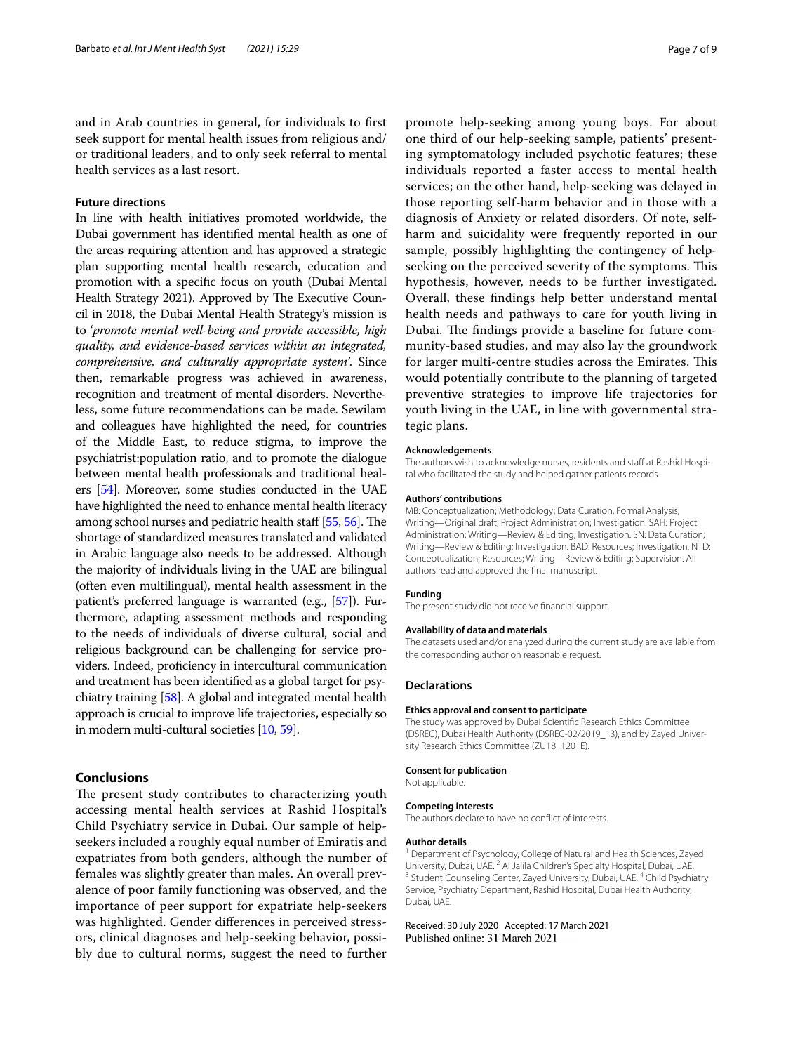and in Arab countries in general, for individuals to first seek support for mental health issues from religious and/or traditional leaders, and to only seek referral to mental health services as a last resort.

### Future directions

In line with health initiatives promoted worldwide, the Dubai government has identified mental health as one of the areas requiring attention and has approved a strategic plan supporting mental health research, education and promotion with a specific focus on youth (Dubai Mental Health Strategy 2021). Approved by The Executive Council in 2018, the Dubai Mental Health Strategy's mission is to '*promote mental well-being and provide accessible, high quality, and evidence-based services within an integrated, comprehensive, and culturally appropriate system'*. Since then, remarkable progress was achieved in awareness, recognition and treatment of mental disorders. Nevertheless, some future recommendations can be made. Sewilam and colleagues have highlighted the need, for countries of the Middle East, to reduce stigma, to improve the psychiatrist:population ratio, and to promote the dialogue between mental health professionals and traditional healers [54]. Moreover, some studies conducted in the UAE have highlighted the need to enhance mental health literacy among school nurses and pediatric health staff [55, 56]. The shortage of standardized measures translated and validated in Arabic language also needs to be addressed. Although the majority of individuals living in the UAE are bilingual (often even multilingual), mental health assessment in the patient's preferred language is warranted (e.g., [57]). Furthermore, adapting assessment methods and responding to the needs of individuals of diverse cultural, social and religious background can be challenging for service providers. Indeed, proficiency in intercultural communication and treatment has been identified as a global target for psychiatry training [58]. A global and integrated mental health approach is crucial to improve life trajectories, especially so in modern multi-cultural societies [10, 59].

## Conclusions

The present study contributes to characterizing youth accessing mental health services at Rashid Hospital's Child Psychiatry service in Dubai. Our sample of help-seekers included a roughly equal number of Emiratis and expatriates from both genders, although the number of females was slightly greater than males. An overall prevalence of poor family functioning was observed, and the importance of peer support for expatriate help-seekers was highlighted. Gender differences in perceived stressors, clinical diagnoses and help-seeking behavior, possibly due to cultural norms, suggest the need to further promote help-seeking among young boys. For about one third of our help-seeking sample, patients' presenting symptomatology included psychotic features; these individuals reported a faster access to mental health services; on the other hand, help-seeking was delayed in those reporting self-harm behavior and in those with a diagnosis of Anxiety or related disorders. Of note, self-harm and suicidality were frequently reported in our sample, possibly highlighting the contingency of help-seeking on the perceived severity of the symptoms. This hypothesis, however, needs to be further investigated. Overall, these findings help better understand mental health needs and pathways to care for youth living in Dubai. The findings provide a baseline for future community-based studies, and may also lay the groundwork for larger multi-centre studies across the Emirates. This would potentially contribute to the planning of targeted preventive strategies to improve life trajectories for youth living in the UAE, in line with governmental strategic plans.

#### Acknowledgements

The authors wish to acknowledge nurses, residents and staff at Rashid Hospital who facilitated the study and helped gather patients records.

#### Authors' contributions

MB: Conceptualization; Methodology; Data Curation, Formal Analysis; Writing—Original draft; Project Administration; Investigation. SAH: Project Administration; Writing—Review & Editing; Investigation. SN: Data Curation; Writing—Review & Editing; Investigation. BAD: Resources; Investigation. NTD: Conceptualization; Resources; Writing—Review & Editing; Supervision. All authors read and approved the final manuscript.

#### Funding

The present study did not receive financial support.

#### Availability of data and materials

The datasets used and/or analyzed during the current study are available from the corresponding author on reasonable request.

### Declarations

#### Ethics approval and consent to participate

The study was approved by Dubai Scientific Research Ethics Committee (DSREC), Dubai Health Authority (DSREC-02/2019_13), and by Zayed University Research Ethics Committee (ZU18_120_E).

#### Consent for publication

Not applicable.

#### Competing interests

The authors declare to have no conflict of interests.

#### Author details

[1] Department of Psychology, College of Natural and Health Sciences, Zayed University, Dubai, UAE. [2] Al Jalila Children's Specialty Hospital, Dubai, UAE. [3] Student Counseling Center, Zayed University, Dubai, UAE. [4] Child Psychiatry Service, Psychiatry Department, Rashid Hospital, Dubai Health Authority, Dubai, UAE.

Received: 30 July 2020 Accepted: 17 March 2021
Published online: 31 March 2021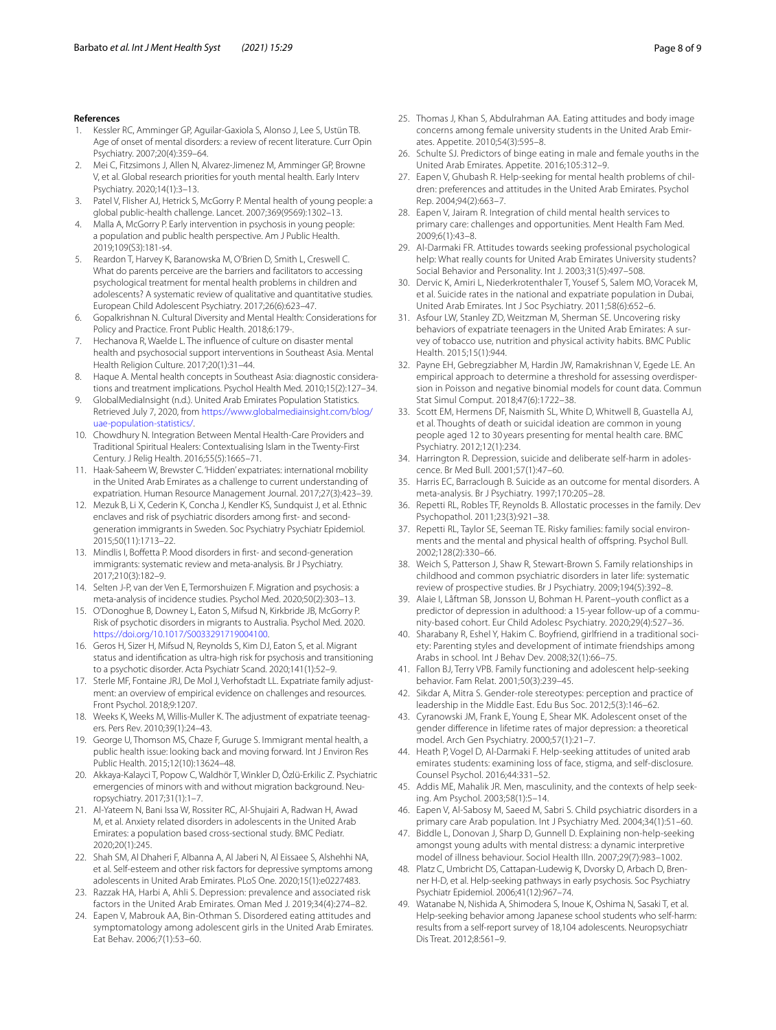## References

1. Kessler RC, Amminger GP, Aguilar-Gaxiola S, Alonso J, Lee S, Ustün TB. Age of onset of mental disorders: a review of recent literature. Curr Opin Psychiatry. 2007;20(4):359–64.
2. Mei C, Fitzsimons J, Allen N, Alvarez-Jimenez M, Amminger GP, Browne V, et al. Global research priorities for youth mental health. Early Interv Psychiatry. 2020;14(1):3–13.
3. Patel V, Flisher AJ, Hetrick S, McGorry P. Mental health of young people: a global public-health challenge. Lancet. 2007;369(9569):1302–13.
4. Malla A, McGorry P. Early intervention in psychosis in young people: a population and public health perspective. Am J Public Health. 2019;109(S3):181-s4.
5. Reardon T, Harvey K, Baranowska M, O'Brien D, Smith L, Creswell C. What do parents perceive are the barriers and facilitators to accessing psychological treatment for mental health problems in children and adolescents? A systematic review of qualitative and quantitative studies. European Child Adolescent Psychiatry. 2017;26(6):623–47.
6. Gopalkrishnan N. Cultural Diversity and Mental Health: Considerations for Policy and Practice. Front Public Health. 2018;6:179-.
7. Hechanova R, Waelde L. The influence of culture on disaster mental health and psychosocial support interventions in Southeast Asia. Mental Health Religion Culture. 2017;20(1):31–44.
8. Haque A. Mental health concepts in Southeast Asia: diagnostic considerations and treatment implications. Psychol Health Med. 2010;15(2):127–34.
9. GlobalMediaInsight (n.d.). United Arab Emirates Population Statistics. Retrieved July 7, 2020, from https://www.globalmediainsight.com/blog/uae-population-statistics/.
10. Chowdhury N. Integration Between Mental Health-Care Providers and Traditional Spiritual Healers: Contextualising Islam in the Twenty-First Century. J Relig Health. 2016;55(5):1665–71.
11. Haak-Saheem W, Brewster C. 'Hidden' expatriates: international mobility in the United Arab Emirates as a challenge to current understanding of expatriation. Human Resource Management Journal. 2017;27(3):423–39.
12. Mezuk B, Li X, Cederin K, Concha J, Kendler KS, Sundquist J, et al. Ethnic enclaves and risk of psychiatric disorders among first- and second-generation immigrants in Sweden. Soc Psychiatry Psychiatr Epidemiol. 2015;50(11):1713–22.
13. Mindlis I, Boffetta P. Mood disorders in first- and second-generation immigrants: systematic review and meta-analysis. Br J Psychiatry. 2017;210(3):182–9.
14. Selten J-P, van der Ven E, Termorshuizen F. Migration and psychosis: a meta-analysis of incidence studies. Psychol Med. 2020;50(2):303–13.
15. O'Donoghue B, Downey L, Eaton S, Mifsud N, Kirkbride JB, McGorry P. Risk of psychotic disorders in migrants to Australia. Psychol Med. 2020. https://doi.org/10.1017/S0033291719004100.
16. Geros H, Sizer H, Mifsud N, Reynolds S, Kim DJ, Eaton S, et al. Migrant status and identification as ultra-high risk for psychosis and transitioning to a psychotic disorder. Acta Psychiatr Scand. 2020;141(1):52–9.
17. Sterle MF, Fontaine JRJ, De Mol J, Verhofstadt LL. Expatriate family adjustment: an overview of empirical evidence on challenges and resources. Front Psychol. 2018;9:1207.
18. Weeks K, Weeks M, Willis-Muller K. The adjustment of expatriate teenagers. Pers Rev. 2010;39(1):24–43.
19. George U, Thomson MS, Chaze F, Guruge S. Immigrant mental health, a public health issue: looking back and moving forward. Int J Environ Res Public Health. 2015;12(10):13624–48.
20. Akkaya-Kalayci T, Popow C, Waldhör T, Winkler D, Özlü-Erkilic Z. Psychiatric emergencies of minors with and without migration background. Neuropsychiatry. 2017;31(1):1–7.
21. Al-Yateem N, Bani Issa W, Rossiter RC, Al-Shujairi A, Radwan H, Awad M, et al. Anxiety related disorders in adolescents in the United Arab Emirates: a population based cross-sectional study. BMC Pediatr. 2020;20(1):245.
22. Shah SM, Al Dhaheri F, Albanna A, Al Jaberi N, Al Eissaee S, Alshehhi NA, et al. Self-esteem and other risk factors for depressive symptoms among adolescents in United Arab Emirates. PLoS One. 2020;15(1):e0227483.
23. Razzak HA, Harbi A, Ahli S. Depression: prevalence and associated risk factors in the United Arab Emirates. Oman Med J. 2019;34(4):274–82.
24. Eapen V, Mabrouk AA, Bin-Othman S. Disordered eating attitudes and symptomatology among adolescent girls in the United Arab Emirates. Eat Behav. 2006;7(1):53–60.
25. Thomas J, Khan S, Abdulrahman AA. Eating attitudes and body image concerns among female university students in the United Arab Emirates. Appetite. 2010;54(3):595–8.
26. Schulte SJ. Predictors of binge eating in male and female youths in the United Arab Emirates. Appetite. 2016;105:312–9.
27. Eapen V, Ghubash R. Help-seeking for mental health problems of children: preferences and attitudes in the United Arab Emirates. Psychol Rep. 2004;94(2):663–7.
28. Eapen V, Jairam R. Integration of child mental health services to primary care: challenges and opportunities. Ment Health Fam Med. 2009;6(1):43–8.
29. Al-Darmaki FR. Attitudes towards seeking professional psychological help: What really counts for United Arab Emirates University students? Social Behavior and Personality. Int J. 2003;31(5):497–508.
30. Dervic K, Amiri L, Niederkrotenthaler T, Yousef S, Salem MO, Voracek M, et al. Suicide rates in the national and expatriate population in Dubai, United Arab Emirates. Int J Soc Psychiatry. 2011;58(6):652–6.
31. Asfour LW, Stanley ZD, Weitzman M, Sherman SE. Uncovering risky behaviors of expatriate teenagers in the United Arab Emirates: A survey of tobacco use, nutrition and physical activity habits. BMC Public Health. 2015;15(1):944.
32. Payne EH, Gebregziabher M, Hardin JW, Ramakrishnan V, Egede LE. An empirical approach to determine a threshold for assessing overdispersion in Poisson and negative binomial models for count data. Commun Stat Simul Comput. 2018;47(6):1722–38.
33. Scott EM, Hermens DF, Naismith SL, White D, Whitwell B, Guastella AJ, et al. Thoughts of death or suicidal ideation are common in young people aged 12 to 30 years presenting for mental health care. BMC Psychiatry. 2012;12(1):234.
34. Harrington R. Depression, suicide and deliberate self-harm in adolescence. Br Med Bull. 2001;57(1):47–60.
35. Harris EC, Barraclough B. Suicide as an outcome for mental disorders. A meta-analysis. Br J Psychiatry. 1997;170:205–28.
36. Repetti RL, Robles TF, Reynolds B. Allostatic processes in the family. Dev Psychopathol. 2011;23(3):921–38.
37. Repetti RL, Taylor SE, Seeman TE. Risky families: family social environments and the mental and physical health of offspring. Psychol Bull. 2002;128(2):330–66.
38. Weich S, Patterson J, Shaw R, Stewart-Brown S. Family relationships in childhood and common psychiatric disorders in later life: systematic review of prospective studies. Br J Psychiatry. 2009;194(5):392–8.
39. Alaie I, Låftman SB, Jonsson U, Bohman H. Parent–youth conflict as a predictor of depression in adulthood: a 15-year follow-up of a community-based cohort. Eur Child Adolesc Psychiatry. 2020;29(4):527–36.
40. Sharabany R, Eshel Y, Hakim C. Boyfriend, girlfriend in a traditional society: Parenting styles and development of intimate friendships among Arabs in school. Int J Behav Dev. 2008;32(1):66–75.
41. Fallon BJ, Terry VPB. Family functioning and adolescent help-seeking behavior. Fam Relat. 2001;50(3):239–45.
42. Sikdar A, Mitra S. Gender-role stereotypes: perception and practice of leadership in the Middle East. Edu Bus Soc. 2012;5(3):146–62.
43. Cyranowski JM, Frank E, Young E, Shear MK. Adolescent onset of the gender difference in lifetime rates of major depression: a theoretical model. Arch Gen Psychiatry. 2000;57(1):21–7.
44. Heath P, Vogel D, Al-Darmaki F. Help-seeking attitudes of united arab emirates students: examining loss of face, stigma, and self-disclosure. Counsel Psychol. 2016;44:331–52.
45. Addis ME, Mahalik JR. Men, masculinity, and the contexts of help seeking. Am Psychol. 2003;58(1):5–14.
46. Eapen V, Al-Sabosy M, Saeed M, Sabri S. Child psychiatric disorders in a primary care Arab population. Int J Psychiatry Med. 2004;34(1):51–60.
47. Biddle L, Donovan J, Sharp D, Gunnell D. Explaining non-help-seeking amongst young adults with mental distress: a dynamic interpretive model of illness behaviour. Sociol Health Illn. 2007;29(7):983–1002.
48. Platz C, Umbricht DS, Cattapan-Ludewig K, Dvorsky D, Arbach D, Brenner H-D, et al. Help-seeking pathways in early psychosis. Soc Psychiatry Psychiatr Epidemiol. 2006;41(12):967–74.
49. Watanabe N, Nishida A, Shimodera S, Inoue K, Oshima N, Sasaki T, et al. Help-seeking behavior among Japanese school students who self-harm: results from a self-report survey of 18,104 adolescents. Neuropsychiatr Dis Treat. 2012;8:561–9.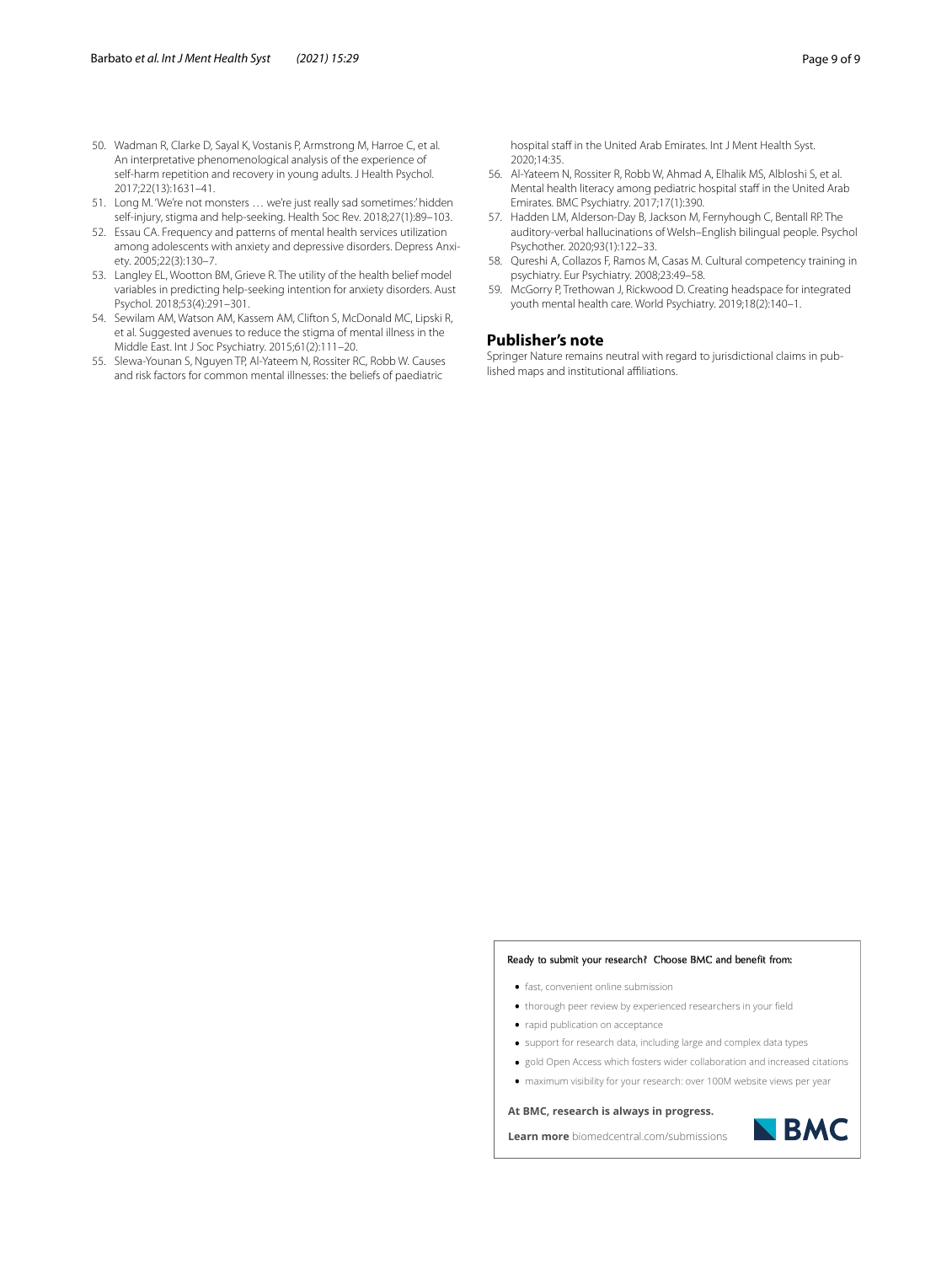50. Wadman R, Clarke D, Sayal K, Vostanis P, Armstrong M, Harroe C, et al. An interpretative phenomenological analysis of the experience of self-harm repetition and recovery in young adults. J Health Psychol. 2017;22(13):1631–41.
51. Long M. 'We're not monsters … we're just really sad sometimes:' hidden self-injury, stigma and help-seeking. Health Soc Rev. 2018;27(1):89–103.
52. Essau CA. Frequency and patterns of mental health services utilization among adolescents with anxiety and depressive disorders. Depress Anxiety. 2005;22(3):130–7.
53. Langley EL, Wootton BM, Grieve R. The utility of the health belief model variables in predicting help-seeking intention for anxiety disorders. Aust Psychol. 2018;53(4):291–301.
54. Sewilam AM, Watson AM, Kassem AM, Clifton S, McDonald MC, Lipski R, et al. Suggested avenues to reduce the stigma of mental illness in the Middle East. Int J Soc Psychiatry. 2015;61(2):111–20.
55. Slewa-Younan S, Nguyen TP, Al-Yateem N, Rossiter RC, Robb W. Causes and risk factors for common mental illnesses: the beliefs of paediatric hospital staff in the United Arab Emirates. Int J Ment Health Syst. 2020;14:35.
56. Al-Yateem N, Rossiter R, Robb W, Ahmad A, Elhalik MS, Albloshi S, et al. Mental health literacy among pediatric hospital staff in the United Arab Emirates. BMC Psychiatry. 2017;17(1):390.
57. Hadden LM, Alderson-Day B, Jackson M, Fernyhough C, Bentall RP. The auditory-verbal hallucinations of Welsh–English bilingual people. Psychol Psychother. 2020;93(1):122–33.
58. Qureshi A, Collazos F, Ramos M, Casas M. Cultural competency training in psychiatry. Eur Psychiatry. 2008;23:49–58.
59. McGorry P, Trethowan J, Rickwood D. Creating headspace for integrated youth mental health care. World Psychiatry. 2019;18(2):140–1.

## Publisher's note

Springer Nature remains neutral with regard to jurisdictional claims in published maps and institutional affiliations.

Ready to submit your research? Choose BMC and benefit from:

- fast, convenient online submission
- thorough peer review by experienced researchers in your field
- rapid publication on acceptance
- support for research data, including large and complex data types
- gold Open Access which fosters wider collaboration and increased citations
- maximum visibility for your research: over 100M website views per year

**At BMC, research is always in progress.**

**Learn more** biomedcentral.com/submissions

BMC